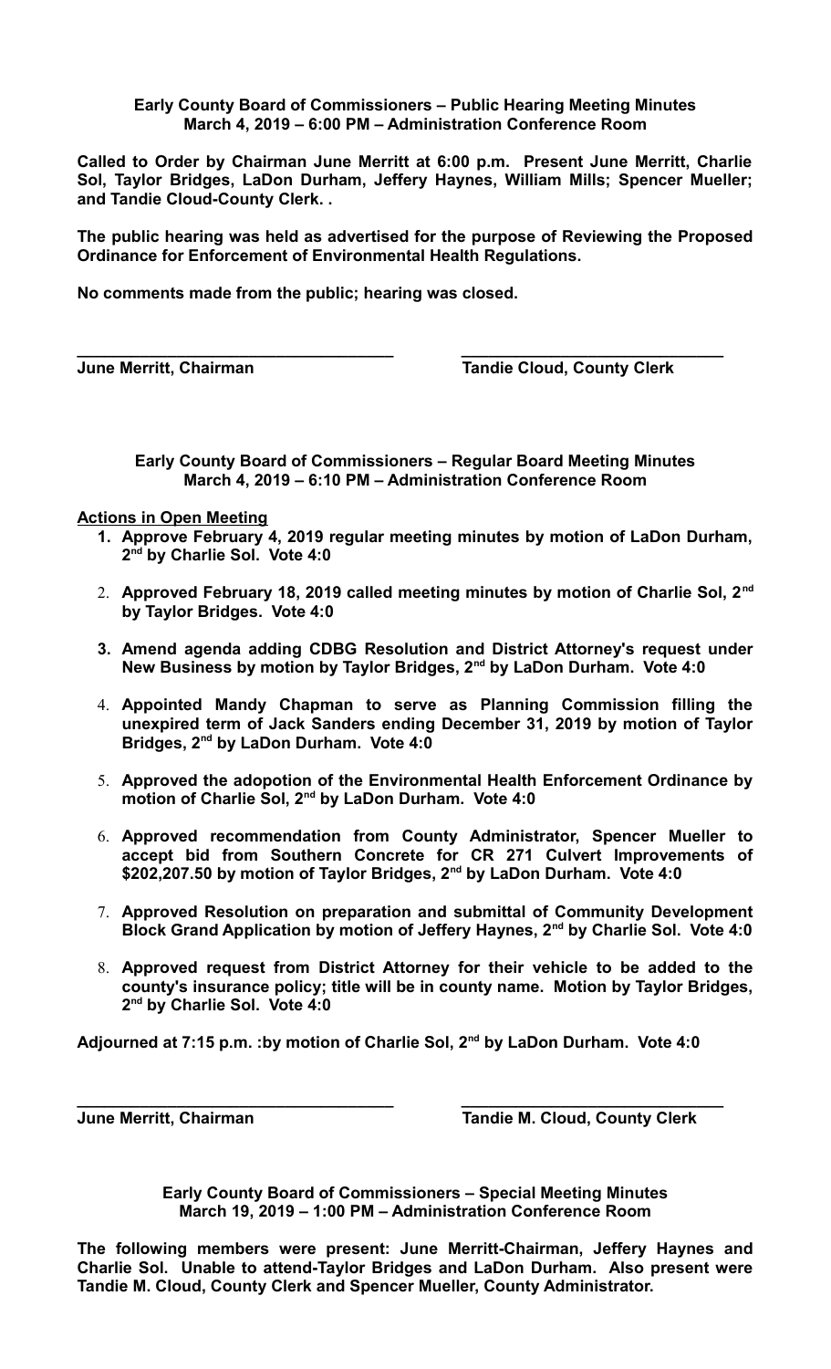**Early County Board of Commissioners – Public Hearing Meeting Minutes**
**March 4, 2019 – 6:00 PM – Administration Conference Room**

**Called to Order by Chairman June Merritt at 6:00 p.m. Present June Merritt, Charlie Sol, Taylor Bridges, LaDon Durham, Jeffery Haynes, William Mills; Spencer Mueller; and Tandie Cloud-County Clerk. .**

**The public hearing was held as advertised for the purpose of Reviewing the Proposed Ordinance for Enforcement of Environmental Health Regulations.**

**No comments made from the public; hearing was closed.**

**\_\_\_\_\_\_\_\_\_\_\_\_\_\_\_\_\_\_\_\_\_\_\_\_\_\_\_\_\_\_\_\_\_\_\_\_ \_\_\_\_\_\_\_\_\_\_\_\_\_\_\_\_\_\_\_\_\_\_\_\_\_\_\_\_\_\_**
**June Merritt, Chairman Tandie Cloud, County Clerk**

**Early County Board of Commissioners – Regular Board Meeting Minutes**
**March 4, 2019 – 6:10 PM – Administration Conference Room**

**Actions in Open Meeting**

1. **Approve February 4, 2019 regular meeting minutes by motion of LaDon Durham, 2nd by Charlie Sol. Vote 4:0**
2. **Approved February 18, 2019 called meeting minutes by motion of Charlie Sol, 2nd by Taylor Bridges. Vote 4:0**
3. **Amend agenda adding CDBG Resolution and District Attorney's request under New Business by motion by Taylor Bridges, 2nd by LaDon Durham. Vote 4:0**
4. **Appointed Mandy Chapman to serve as Planning Commission filling the unexpired term of Jack Sanders ending December 31, 2019 by motion of Taylor Bridges, 2nd by LaDon Durham. Vote 4:0**
5. **Approved the adopotion of the Environmental Health Enforcement Ordinance by motion of Charlie Sol, 2nd by LaDon Durham. Vote 4:0**
6. **Approved recommendation from County Administrator, Spencer Mueller to accept bid from Southern Concrete for CR 271 Culvert Improvements of $202,207.50 by motion of Taylor Bridges, 2nd by LaDon Durham. Vote 4:0**
7. **Approved Resolution on preparation and submittal of Community Development Block Grand Application by motion of Jeffery Haynes, 2nd by Charlie Sol. Vote 4:0**
8. **Approved request from District Attorney for their vehicle to be added to the county's insurance policy; title will be in county name. Motion by Taylor Bridges, 2nd by Charlie Sol. Vote 4:0**

**Adjourned at 7:15 p.m. :by motion of Charlie Sol, 2nd by LaDon Durham. Vote 4:0**

**\_\_\_\_\_\_\_\_\_\_\_\_\_\_\_\_\_\_\_\_\_\_\_\_\_\_\_\_\_\_\_\_\_\_\_\_ \_\_\_\_\_\_\_\_\_\_\_\_\_\_\_\_\_\_\_\_\_\_\_\_\_\_\_\_\_\_**
**June Merritt, Chairman Tandie M. Cloud, County Clerk**

**Early County Board of Commissioners – Special Meeting Minutes**
**March 19, 2019 – 1:00 PM – Administration Conference Room**

**The following members were present: June Merritt-Chairman, Jeffery Haynes and Charlie Sol. Unable to attend-Taylor Bridges and LaDon Durham. Also present were Tandie M. Cloud, County Clerk and Spencer Mueller, County Administrator.**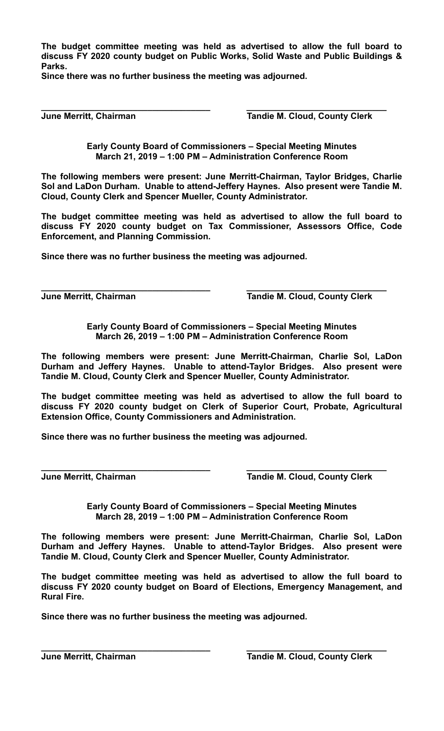**The budget committee meeting was held as advertised to allow the full board to discuss FY 2020 county budget on Public Works, Solid Waste and Public Buildings & Parks.**

**Since there was no further business the meeting was adjourned.**

**\_\_\_\_\_\_\_\_\_\_\_\_\_\_\_\_\_\_\_\_\_\_\_\_\_\_\_\_\_\_\_\_\_\_\_\_ \_\_\_\_\_\_\_\_\_\_\_\_\_\_\_\_\_\_\_\_\_\_\_\_\_\_\_\_\_\_**

**June Merritt, Chairman Tandie M. Cloud, County Clerk**

**Early County Board of Commissioners – Special Meeting Minutes**
**March 21, 2019 – 1:00 PM – Administration Conference Room**

**The following members were present: June Merritt-Chairman, Taylor Bridges, Charlie Sol and LaDon Durham. Unable to attend-Jeffery Haynes. Also present were Tandie M. Cloud, County Clerk and Spencer Mueller, County Administrator.**

**The budget committee meeting was held as advertised to allow the full board to discuss FY 2020 county budget on Tax Commissioner, Assessors Office, Code Enforcement, and Planning Commission.**

**Since there was no further business the meeting was adjourned.**

**\_\_\_\_\_\_\_\_\_\_\_\_\_\_\_\_\_\_\_\_\_\_\_\_\_\_\_\_\_\_\_\_\_\_\_\_ \_\_\_\_\_\_\_\_\_\_\_\_\_\_\_\_\_\_\_\_\_\_\_\_\_\_\_\_\_\_**

**June Merritt, Chairman Tandie M. Cloud, County Clerk**

**Early County Board of Commissioners – Special Meeting Minutes**
**March 26, 2019 – 1:00 PM – Administration Conference Room**

**The following members were present: June Merritt-Chairman, Charlie Sol, LaDon Durham and Jeffery Haynes. Unable to attend-Taylor Bridges. Also present were Tandie M. Cloud, County Clerk and Spencer Mueller, County Administrator.**

**The budget committee meeting was held as advertised to allow the full board to discuss FY 2020 county budget on Clerk of Superior Court, Probate, Agricultural Extension Office, County Commissioners and Administration.**

**Since there was no further business the meeting was adjourned.**

**\_\_\_\_\_\_\_\_\_\_\_\_\_\_\_\_\_\_\_\_\_\_\_\_\_\_\_\_\_\_\_\_\_\_\_\_ \_\_\_\_\_\_\_\_\_\_\_\_\_\_\_\_\_\_\_\_\_\_\_\_\_\_\_\_\_\_**

**June Merritt, Chairman Tandie M. Cloud, County Clerk**

**Early County Board of Commissioners – Special Meeting Minutes**
**March 28, 2019 – 1:00 PM – Administration Conference Room**

**The following members were present: June Merritt-Chairman, Charlie Sol, LaDon Durham and Jeffery Haynes. Unable to attend-Taylor Bridges. Also present were Tandie M. Cloud, County Clerk and Spencer Mueller, County Administrator.**

**The budget committee meeting was held as advertised to allow the full board to discuss FY 2020 county budget on Board of Elections, Emergency Management, and Rural Fire.**

**Since there was no further business the meeting was adjourned.**

**\_\_\_\_\_\_\_\_\_\_\_\_\_\_\_\_\_\_\_\_\_\_\_\_\_\_\_\_\_\_\_\_\_\_\_\_ \_\_\_\_\_\_\_\_\_\_\_\_\_\_\_\_\_\_\_\_\_\_\_\_\_\_\_\_\_\_**

**June Merritt, Chairman Tandie M. Cloud, County Clerk**